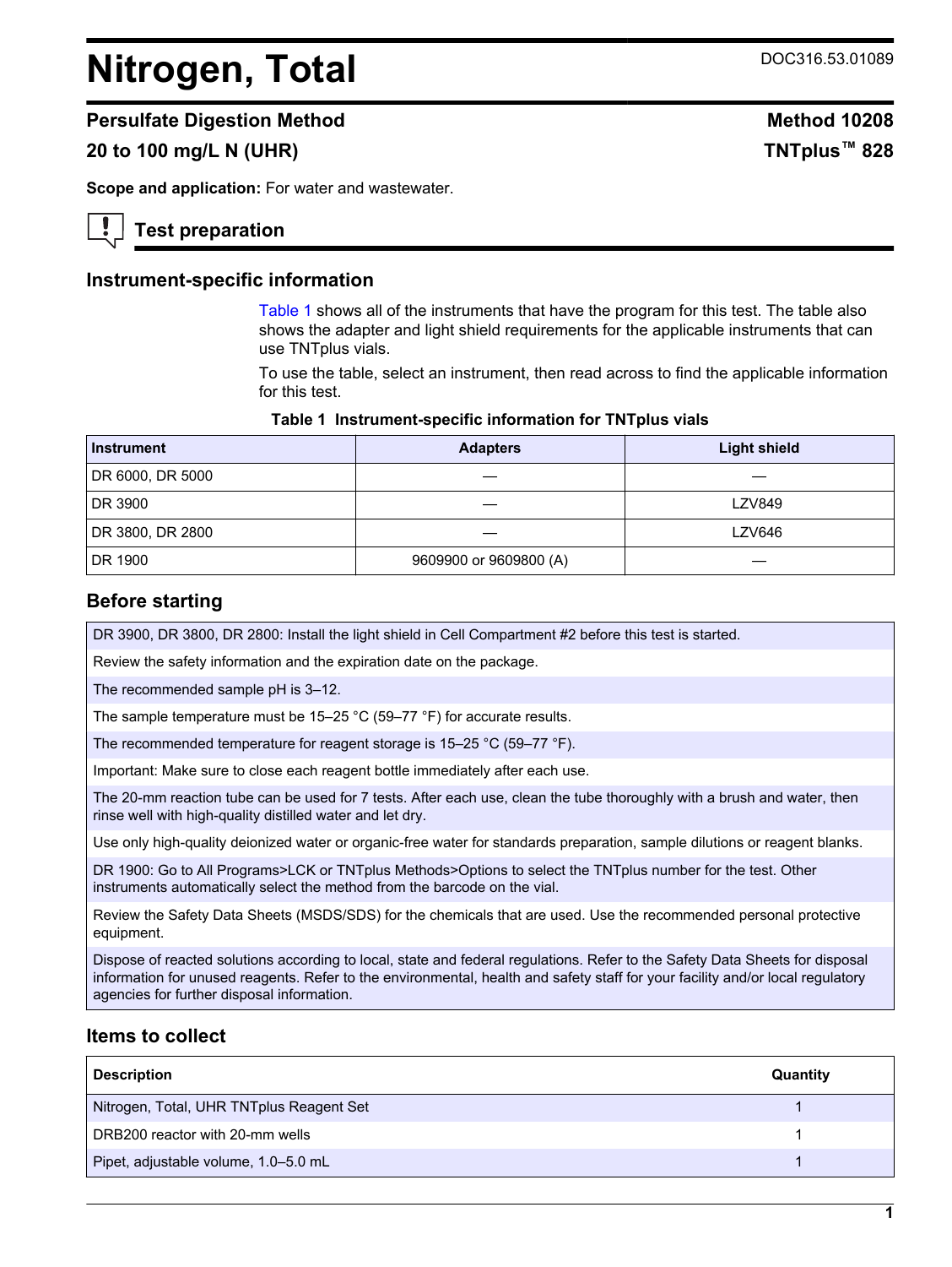# Nitrogen, Total

DOC316.53.01089

## Persulfate Digestion Method

## 20 to 100 mg/L N (UHR)

**Method 10208**

**TNTplus™ 828**

**Scope and application:** For water and wastewater.

## Test preparation

### Instrument-specific information

Table 1 shows all of the instruments that have the program for this test. The table also shows the adapter and light shield requirements for the applicable instruments that can use TNTplus vials.

To use the table, select an instrument, then read across to find the applicable information for this test.

**Table 1 Instrument-specific information for TNTplus vials**

| Instrument | Adapters | Light shield |
|---|---|---|
| DR 6000, DR 5000 | — | — |
| DR 3900 | — | LZV849 |
| DR 3800, DR 2800 | — | LZV646 |
| DR 1900 | 9609900 or 9609800 (A) | — |

### Before starting

DR 3900, DR 3800, DR 2800: Install the light shield in Cell Compartment #2 before this test is started.

Review the safety information and the expiration date on the package.

The recommended sample pH is 3–12.

The sample temperature must be 15–25 °C (59–77 °F) for accurate results.

The recommended temperature for reagent storage is 15–25 °C (59–77 °F).

Important: Make sure to close each reagent bottle immediately after each use.

The 20-mm reaction tube can be used for 7 tests. After each use, clean the tube thoroughly with a brush and water, then rinse well with high-quality distilled water and let dry.

Use only high-quality deionized water or organic-free water for standards preparation, sample dilutions or reagent blanks.

DR 1900: Go to All Programs>LCK or TNTplus Methods>Options to select the TNTplus number for the test. Other instruments automatically select the method from the barcode on the vial.

Review the Safety Data Sheets (MSDS/SDS) for the chemicals that are used. Use the recommended personal protective equipment.

Dispose of reacted solutions according to local, state and federal regulations. Refer to the Safety Data Sheets for disposal information for unused reagents. Refer to the environmental, health and safety staff for your facility and/or local regulatory agencies for further disposal information.

### Items to collect

| Description | Quantity |
|---|---|
| Nitrogen, Total, UHR TNTplus Reagent Set | 1 |
| DRB200 reactor with 20-mm wells | 1 |
| Pipet, adjustable volume, 1.0–5.0 mL | 1 |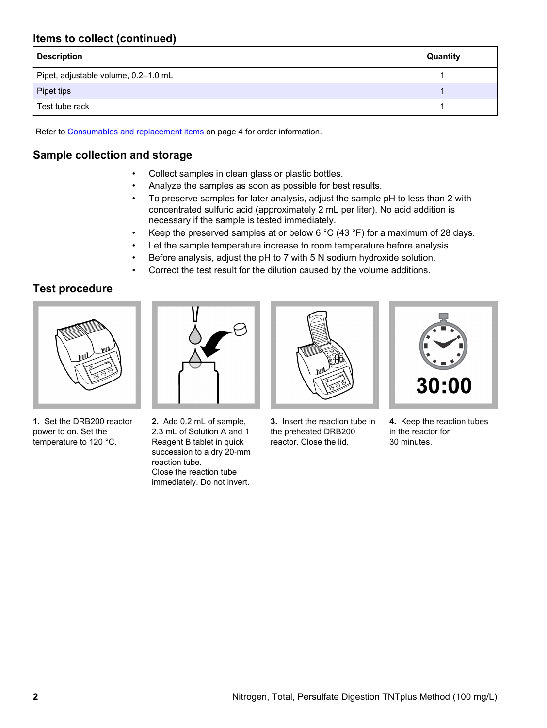## Items to collect (continued)

| Description | Quantity |
|---|---|
| Pipet, adjustable volume, 0.2–1.0 mL | 1 |
| Pipet tips | 1 |
| Test tube rack | 1 |

Refer to Consumables and replacement items on page 4 for order information.

## Sample collection and storage

- Collect samples in clean glass or plastic bottles.
- Analyze the samples as soon as possible for best results.
- To preserve samples for later analysis, adjust the sample pH to less than 2 with concentrated sulfuric acid (approximately 2 mL per liter). No acid addition is necessary if the sample is tested immediately.
- Keep the preserved samples at or below 6 °C (43 °F) for a maximum of 28 days.
- Let the sample temperature increase to room temperature before analysis.
- Before analysis, adjust the pH to 7 with 5 N sodium hydroxide solution.
- Correct the test result for the dilution caused by the volume additions.

## Test procedure

**1.** Set the DRB200 reactor power to on. Set the temperature to 120 °C.

**2.** Add 0.2 mL of sample, 2.3 mL of Solution A and 1 Reagent B tablet in quick succession to a dry 20-mm reaction tube.
Close the reaction tube immediately. Do not invert.

**3.** Insert the reaction tube in the preheated DRB200 reactor. Close the lid.

**4.** Keep the reaction tubes in the reactor for 30 minutes.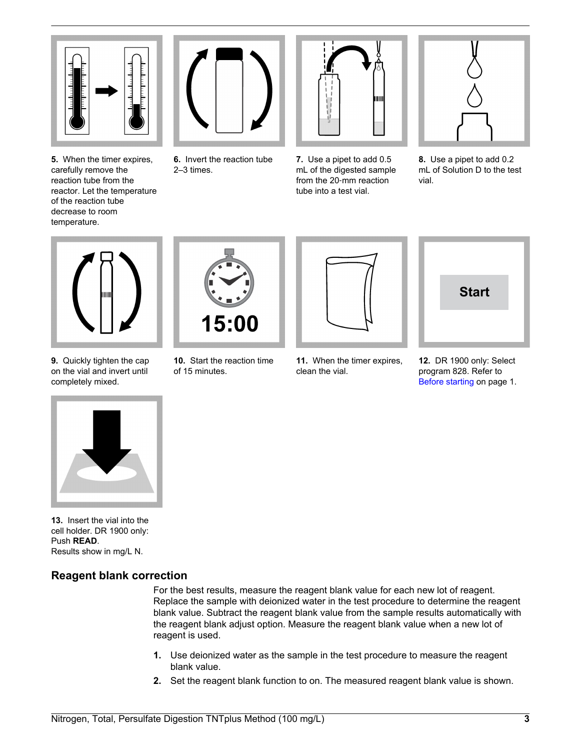**5.** When the timer expires, carefully remove the reaction tube from the reactor. Let the temperature of the reaction tube decrease to room temperature.

**6.** Invert the reaction tube 2–3 times.

**7.** Use a pipet to add 0.5 mL of the digested sample from the 20-mm reaction tube into a test vial.

**8.** Use a pipet to add 0.2 mL of Solution D to the test vial.

**9.** Quickly tighten the cap on the vial and invert until completely mixed.

**10.** Start the reaction time of 15 minutes.

**11.** When the timer expires, clean the vial.

**12.** DR 1900 only: Select program 828. Refer to Before starting on page 1.

**13.** Insert the vial into the cell holder. DR 1900 only: Push **READ**.
Results show in mg/L N.

## Reagent blank correction

For the best results, measure the reagent blank value for each new lot of reagent. Replace the sample with deionized water in the test procedure to determine the reagent blank value. Subtract the reagent blank value from the sample results automatically with the reagent blank adjust option. Measure the reagent blank value when a new lot of reagent is used.

1. Use deionized water as the sample in the test procedure to measure the reagent blank value.
2. Set the reagent blank function to on. The measured reagent blank value is shown.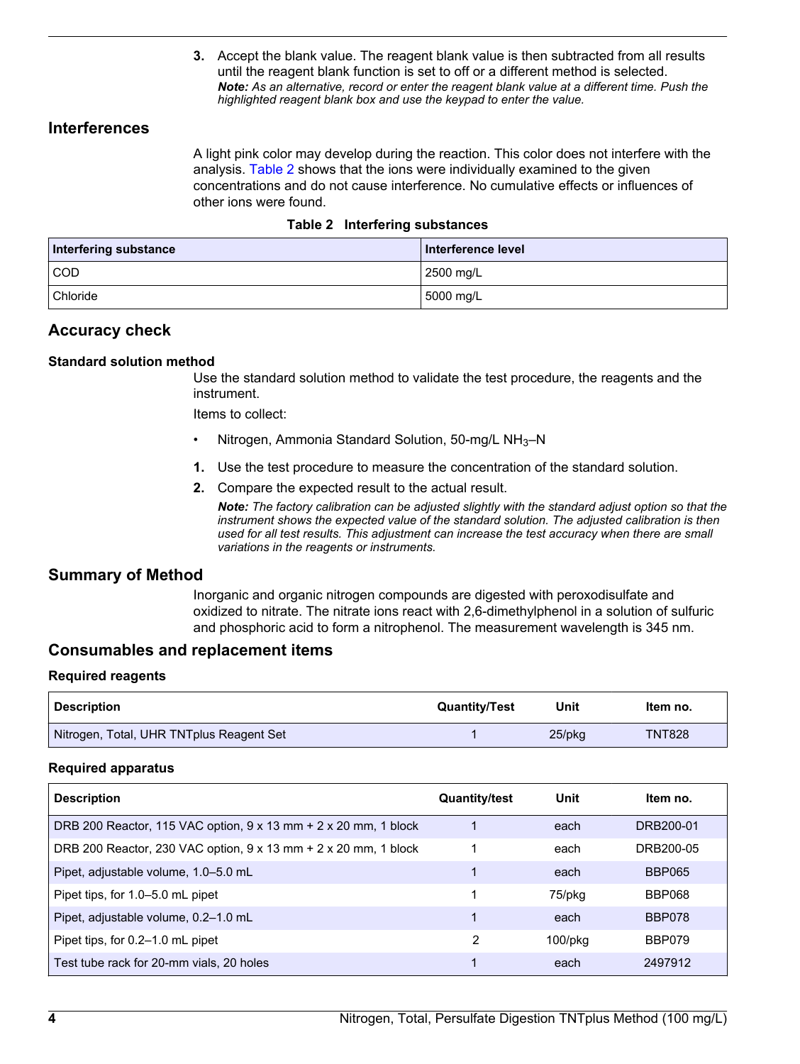3. Accept the blank value. The reagent blank value is then subtracted from all results until the reagent blank function is set to off or a different method is selected.
   ***Note:*** *As an alternative, record or enter the reagent blank value at a different time. Push the highlighted reagent blank box and use the keypad to enter the value.*

## Interferences

A light pink color may develop during the reaction. This color does not interfere with the analysis. Table 2 shows that the ions were individually examined to the given concentrations and do not cause interference. No cumulative effects or influences of other ions were found.

**Table 2 Interfering substances**

| Interfering substance | Interference level |
|---|---|
| COD | 2500 mg/L |
| Chloride | 5000 mg/L |

## Accuracy check

### Standard solution method

Use the standard solution method to validate the test procedure, the reagents and the instrument.

Items to collect:

- Nitrogen, Ammonia Standard Solution, 50-mg/L $NH_3$–N

1. Use the test procedure to measure the concentration of the standard solution.
2. Compare the expected result to the actual result.
   ***Note:*** *The factory calibration can be adjusted slightly with the standard adjust option so that the instrument shows the expected value of the standard solution. The adjusted calibration is then used for all test results. This adjustment can increase the test accuracy when there are small variations in the reagents or instruments.*

## Summary of Method

Inorganic and organic nitrogen compounds are digested with peroxodisulfate and oxidized to nitrate. The nitrate ions react with 2,6-dimethylphenol in a solution of sulfuric and phosphoric acid to form a nitrophenol. The measurement wavelength is 345 nm.

## Consumables and replacement items

### Required reagents

| Description | Quantity/Test | Unit | Item no. |
|---|---|---|---|
| Nitrogen, Total, UHR TNTplus Reagent Set | 1 | 25/pkg | TNT828 |

### Required apparatus

| Description | Quantity/test | Unit | Item no. |
|---|---|---|---|
| DRB 200 Reactor, 115 VAC option, 9 x 13 mm + 2 x 20 mm, 1 block | 1 | each | DRB200-01 |
| DRB 200 Reactor, 230 VAC option, 9 x 13 mm + 2 x 20 mm, 1 block | 1 | each | DRB200-05 |
| Pipet, adjustable volume, 1.0–5.0 mL | 1 | each | BBP065 |
| Pipet tips, for 1.0–5.0 mL pipet | 1 | 75/pkg | BBP068 |
| Pipet, adjustable volume, 0.2–1.0 mL | 1 | each | BBP078 |
| Pipet tips, for 0.2–1.0 mL pipet | 2 | 100/pkg | BBP079 |
| Test tube rack for 20-mm vials, 20 holes | 1 | each | 2497912 |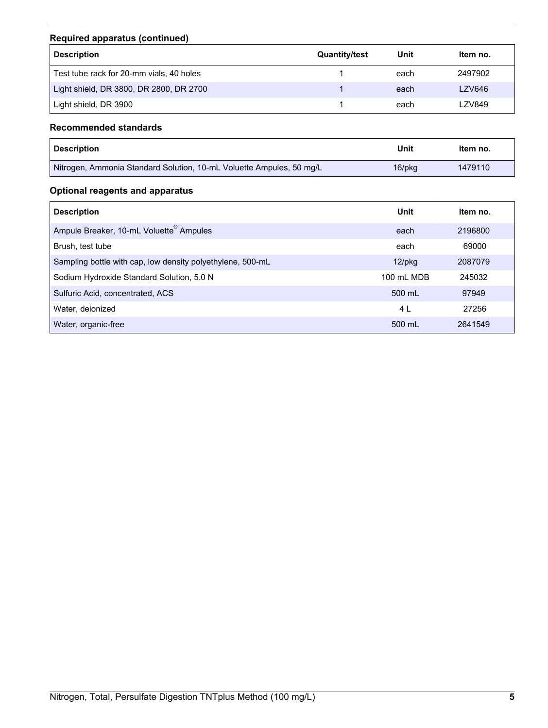### Required apparatus (continued)

| Description | Quantity/test | Unit | Item no. |
|---|---|---|---|
| Test tube rack for 20-mm vials, 40 holes | 1 | each | 2497902 |
| Light shield, DR 3800, DR 2800, DR 2700 | 1 | each | LZV646 |
| Light shield, DR 3900 | 1 | each | LZV849 |

### Recommended standards

| Description | Unit | Item no. |
|---|---|---|
| Nitrogen, Ammonia Standard Solution, 10-mL Voluette Ampules, 50 mg/L | 16/pkg | 1479110 |

### Optional reagents and apparatus

| Description | Unit | Item no. |
|---|---|---|
| Ampule Breaker, 10-mL Voluette® Ampules | each | 2196800 |
| Brush, test tube | each | 69000 |
| Sampling bottle with cap, low density polyethylene, 500-mL | 12/pkg | 2087079 |
| Sodium Hydroxide Standard Solution, 5.0 N | 100 mL MDB | 245032 |
| Sulfuric Acid, concentrated, ACS | 500 mL | 97949 |
| Water, deionized | 4 L | 27256 |
| Water, organic-free | 500 mL | 2641549 |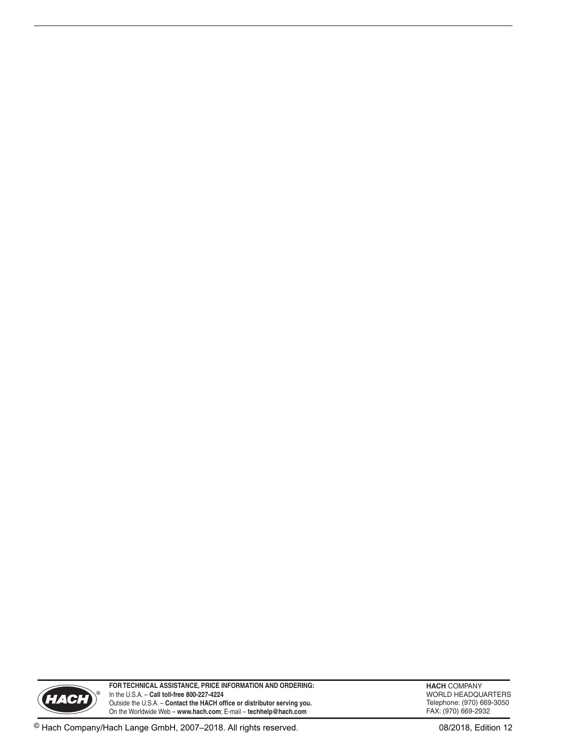**FOR TECHNICAL ASSISTANCE, PRICE INFORMATION AND ORDERING:**
In the U.S.A. – **Call toll-free 800-227-4224**
Outside the U.S.A. – **Contact the HACH office or distributor serving you.**
On the Worldwide Web – **www.hach.com**; E-mail – **techhelp@hach.com**

**HACH** COMPANY
WORLD HEADQUARTERS
Telephone: (970) 669-3050
FAX: (970) 669-2932

© Hach Company/Hach Lange GmbH, 2007–2018. All rights reserved.

08/2018, Edition 12